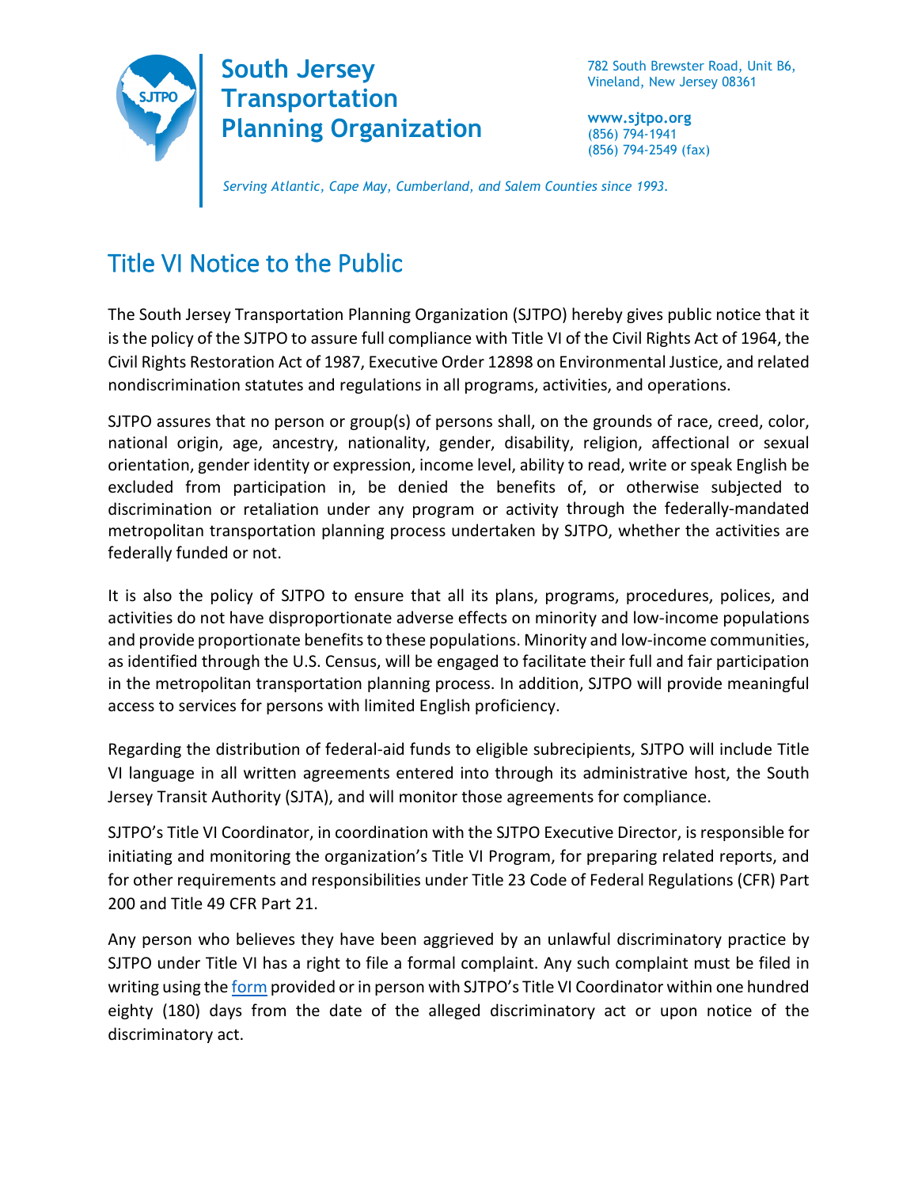**South Jersey Transportation Planning Organization**

782 South Brewster Road, Unit B6,
Vineland, New Jersey 08361

**www.sjtpo.org**
(856) 794-1941
(856) 794-2549 (fax)

*Serving Atlantic, Cape May, Cumberland, and Salem Counties since 1993.*

# Title VI Notice to the Public

The South Jersey Transportation Planning Organization (SJTPO) hereby gives public notice that it is the policy of the SJTPO to assure full compliance with Title VI of the Civil Rights Act of 1964, the Civil Rights Restoration Act of 1987, Executive Order 12898 on Environmental Justice, and related nondiscrimination statutes and regulations in all programs, activities, and operations.

SJTPO assures that no person or group(s) of persons shall, on the grounds of race, creed, color, national origin, age, ancestry, nationality, gender, disability, religion, affectional or sexual orientation, gender identity or expression, income level, ability to read, write or speak English be excluded from participation in, be denied the benefits of, or otherwise subjected to discrimination or retaliation under any program or activity through the federally-mandated metropolitan transportation planning process undertaken by SJTPO, whether the activities are federally funded or not.

It is also the policy of SJTPO to ensure that all its plans, programs, procedures, polices, and activities do not have disproportionate adverse effects on minority and low-income populations and provide proportionate benefits to these populations. Minority and low-income communities, as identified through the U.S. Census, will be engaged to facilitate their full and fair participation in the metropolitan transportation planning process. In addition, SJTPO will provide meaningful access to services for persons with limited English proficiency.

Regarding the distribution of federal-aid funds to eligible subrecipients, SJTPO will include Title VI language in all written agreements entered into through its administrative host, the South Jersey Transit Authority (SJTA), and will monitor those agreements for compliance.

SJTPO's Title VI Coordinator, in coordination with the SJTPO Executive Director, is responsible for initiating and monitoring the organization's Title VI Program, for preparing related reports, and for other requirements and responsibilities under Title 23 Code of Federal Regulations (CFR) Part 200 and Title 49 CFR Part 21.

Any person who believes they have been aggrieved by an unlawful discriminatory practice by SJTPO under Title VI has a right to file a formal complaint. Any such complaint must be filed in writing using the form provided or in person with SJTPO's Title VI Coordinator within one hundred eighty (180) days from the date of the alleged discriminatory act or upon notice of the discriminatory act.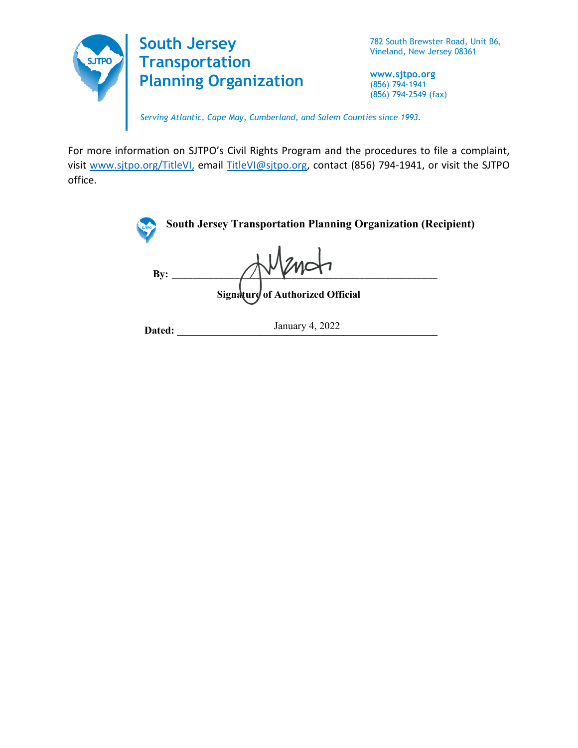# South Jersey Transportation Planning Organization

782 South Brewster Road, Unit B6,
Vineland, New Jersey 08361

**www.sjtpo.org**
(856) 794-1941
(856) 794-2549 (fax)

*Serving Atlantic, Cape May, Cumberland, and Salem Counties since 1993.*

For more information on SJTPO's Civil Rights Program and the procedures to file a complaint, visit www.sjtpo.org/TitleVI, email TitleVI@sjtpo.org, contact (856) 794-1941, or visit the SJTPO office.

**South Jersey Transportation Planning Organization (Recipient)**

**By:** ______________________________

**Signature of Authorized Official**

**Dated:** January 4, 2022